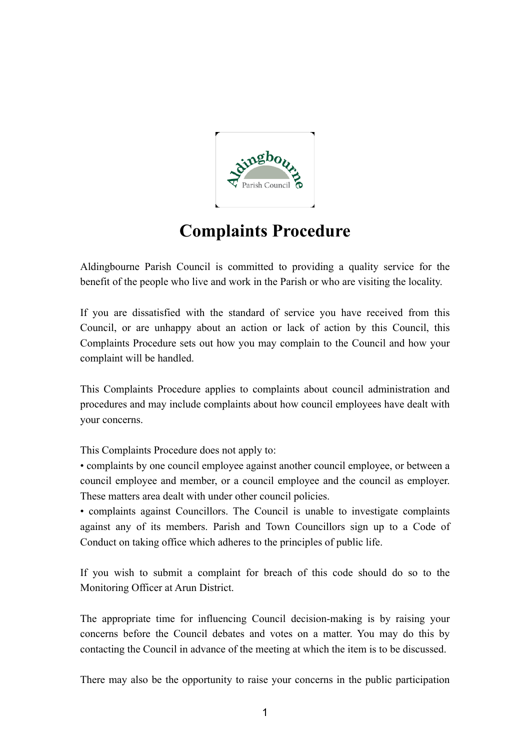# Complaints Procedure

Aldingbourne Parish Council is committed to providing a quality service for the benefit of the people who live and work in the Parish or who are visiting the locality.

If you are dissatisfied with the standard of service you have received from this Council, or are unhappy about an action or lack of action by this Council, this Complaints Procedure sets out how you may complain to the Council and how your complaint will be handled.

This Complaints Procedure applies to complaints about council administration and procedures and may include complaints about how council employees have dealt with your concerns.

This Complaints Procedure does not apply to:

- complaints by one council employee against another council employee, or between a council employee and member, or a council employee and the council as employer. These matters area dealt with under other council policies.
- complaints against Councillors. The Council is unable to investigate complaints against any of its members. Parish and Town Councillors sign up to a Code of Conduct on taking office which adheres to the principles of public life.

If you wish to submit a complaint for breach of this code should do so to the Monitoring Officer at Arun District.

The appropriate time for influencing Council decision-making is by raising your concerns before the Council debates and votes on a matter. You may do this by contacting the Council in advance of the meeting at which the item is to be discussed.

There may also be the opportunity to raise your concerns in the public participation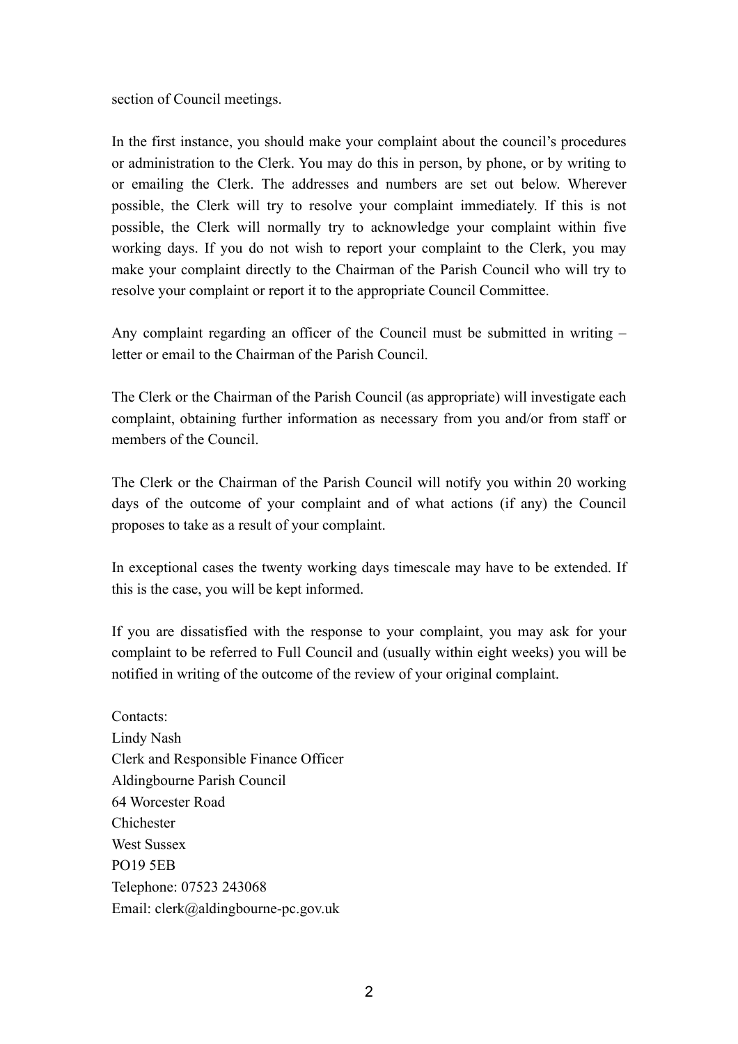section of Council meetings.

In the first instance, you should make your complaint about the council's procedures or administration to the Clerk. You may do this in person, by phone, or by writing to or emailing the Clerk. The addresses and numbers are set out below. Wherever possible, the Clerk will try to resolve your complaint immediately. If this is not possible, the Clerk will normally try to acknowledge your complaint within five working days. If you do not wish to report your complaint to the Clerk, you may make your complaint directly to the Chairman of the Parish Council who will try to resolve your complaint or report it to the appropriate Council Committee.

Any complaint regarding an officer of the Council must be submitted in writing – letter or email to the Chairman of the Parish Council.

The Clerk or the Chairman of the Parish Council (as appropriate) will investigate each complaint, obtaining further information as necessary from you and/or from staff or members of the Council.

The Clerk or the Chairman of the Parish Council will notify you within 20 working days of the outcome of your complaint and of what actions (if any) the Council proposes to take as a result of your complaint.

In exceptional cases the twenty working days timescale may have to be extended. If this is the case, you will be kept informed.

If you are dissatisfied with the response to your complaint, you may ask for your complaint to be referred to Full Council and (usually within eight weeks) you will be notified in writing of the outcome of the review of your original complaint.

Contacts:
Lindy Nash
Clerk and Responsible Finance Officer
Aldingbourne Parish Council
64 Worcester Road
Chichester
West Sussex
PO19 5EB
Telephone: 07523 243068
Email: clerk@aldingbourne-pc.gov.uk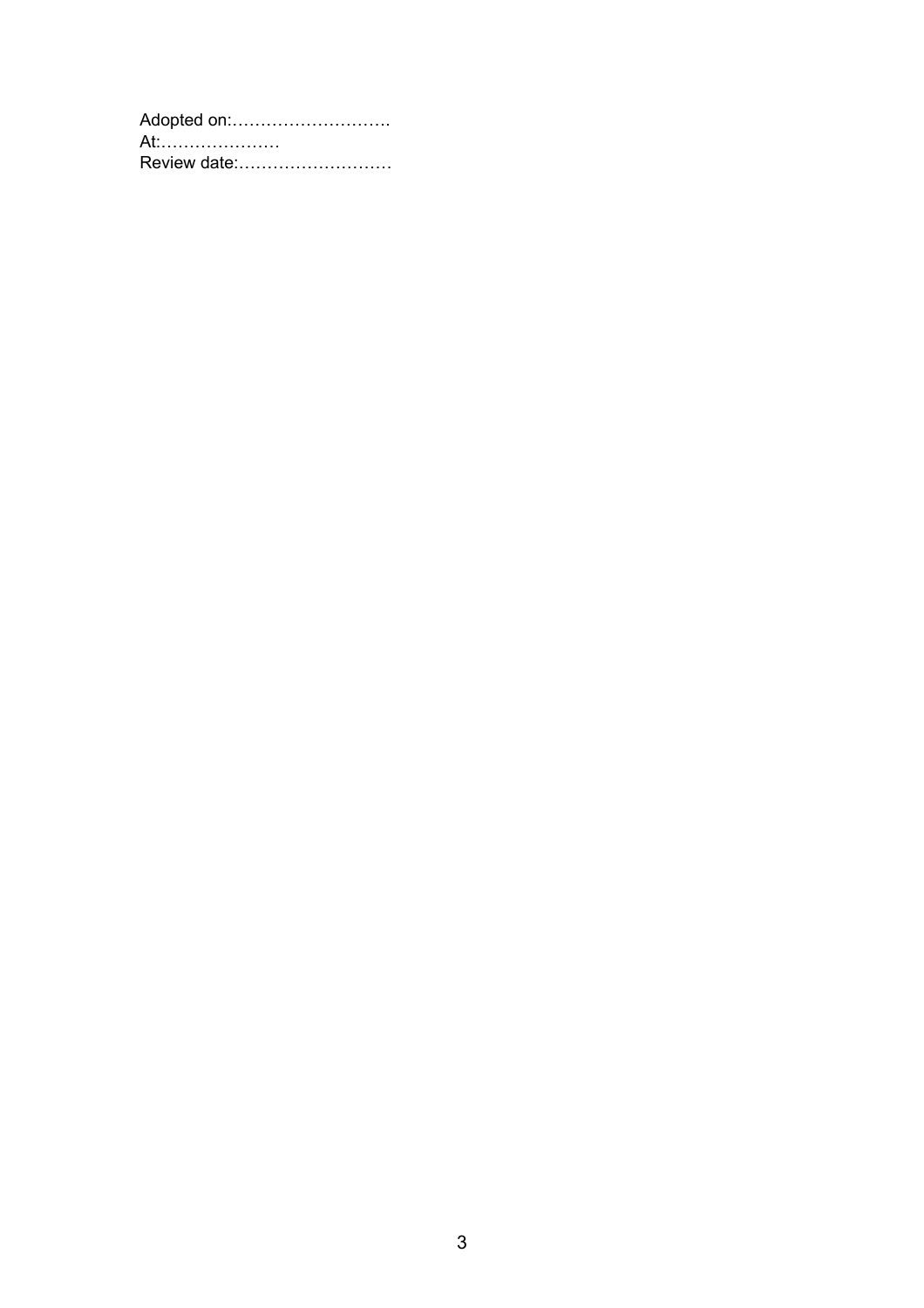Adopted on:……………………….
At:…………………
Review date:………………………